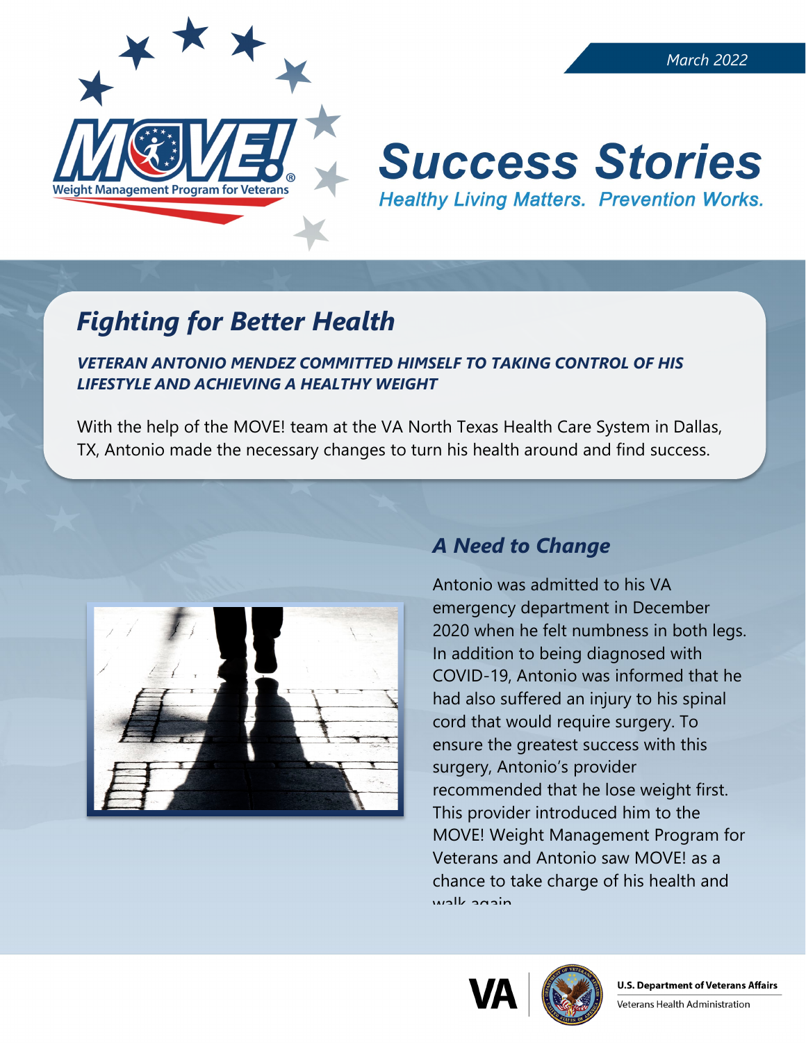March 2022

# Success Stories

*Healthy Living Matters. Prevention Works.*

## *Fighting for Better Health*

***VETERAN ANTONIO MENDEZ COMMITTED HIMSELF TO TAKING CONTROL OF HIS LIFESTYLE AND ACHIEVING A HEALTHY WEIGHT***

With the help of the MOVE! team at the VA North Texas Health Care System in Dallas, TX, Antonio made the necessary changes to turn his health around and find success.

### *A Need to Change*

Antonio was admitted to his VA emergency department in December 2020 when he felt numbness in both legs. In addition to being diagnosed with COVID-19, Antonio was informed that he had also suffered an injury to his spinal cord that would require surgery. To ensure the greatest success with this surgery, Antonio's provider recommended that he lose weight first. This provider introduced him to the MOVE! Weight Management Program for Veterans and Antonio saw MOVE! as a chance to take charge of his health and walk again.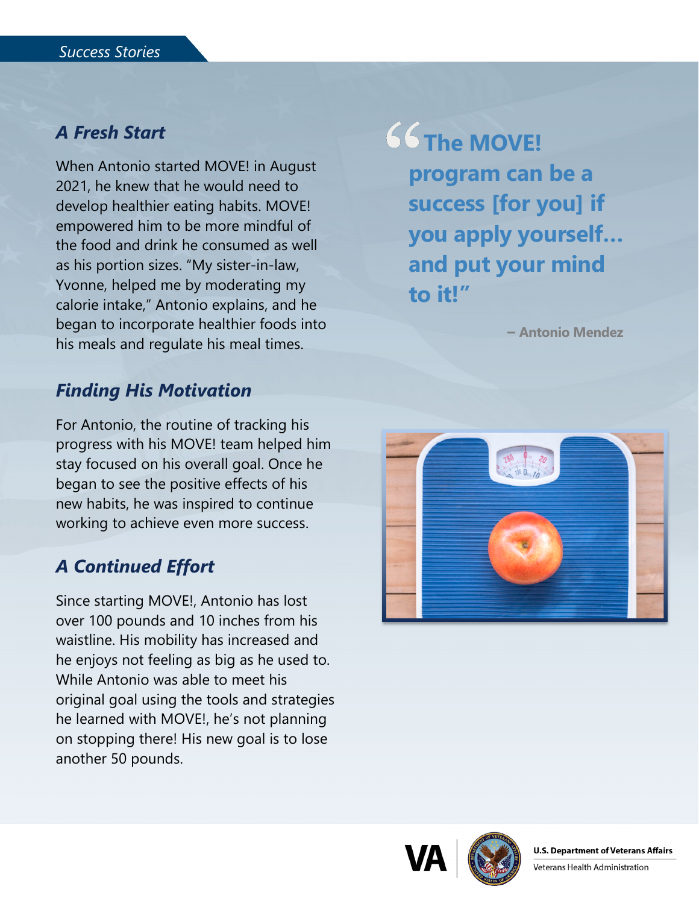Success Stories

## A Fresh Start

When Antonio started MOVE! in August 2021, he knew that he would need to develop healthier eating habits. MOVE! empowered him to be more mindful of the food and drink he consumed as well as his portion sizes. “My sister-in-law, Yvonne, helped me by moderating my calorie intake,” Antonio explains, and he began to incorporate healthier foods into his meals and regulate his meal times.

## Finding His Motivation

For Antonio, the routine of tracking his progress with his MOVE! team helped him stay focused on his overall goal. Once he began to see the positive effects of his new habits, he was inspired to continue working to achieve even more success.

## A Continued Effort

Since starting MOVE!, Antonio has lost over 100 pounds and 10 inches from his waistline. His mobility has increased and he enjoys not feeling as big as he used to. While Antonio was able to meet his original goal using the tools and strategies he learned with MOVE!, he’s not planning on stopping there! His new goal is to lose another 50 pounds.

> **“The MOVE! program can be a success [for you] if you apply yourself… and put your mind to it!”**
>
> **– Antonio Mendez**

U.S. Department of Veterans Affairs
Veterans Health Administration